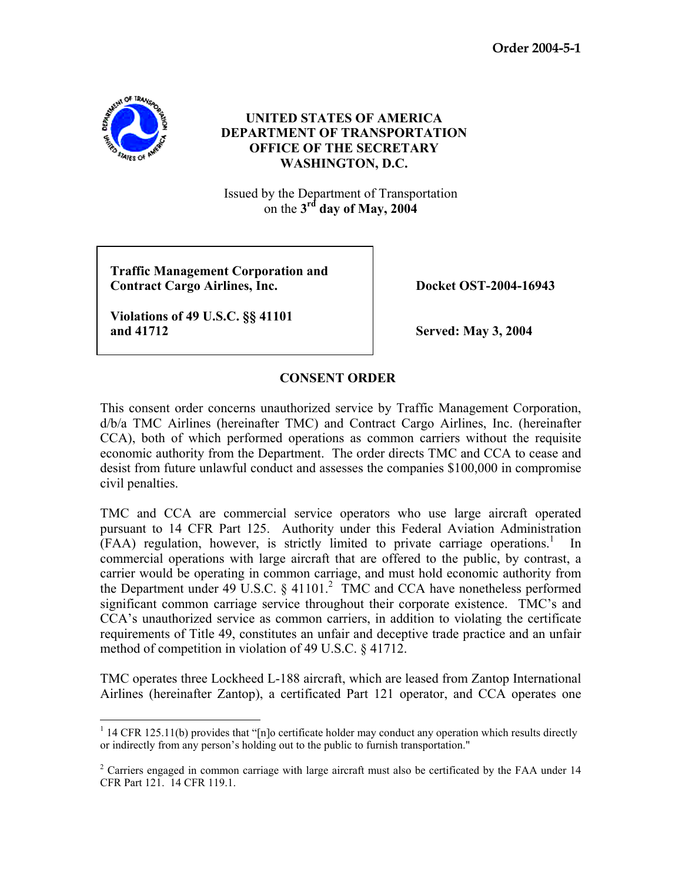**Order 2004-5-1**

**UNITED STATES OF AMERICA**
**DEPARTMENT OF TRANSPORTATION**
**OFFICE OF THE SECRETARY**
**WASHINGTON, D.C.**

Issued by the Department of Transportation
on the **3rd day of May, 2004**

**Traffic Management Corporation and Contract Cargo Airlines, Inc.**

**Violations of 49 U.S.C. §§ 41101 and 41712**

**Docket OST-2004-16943**

**Served: May 3, 2004**

## CONSENT ORDER

This consent order concerns unauthorized service by Traffic Management Corporation, d/b/a TMC Airlines (hereinafter TMC) and Contract Cargo Airlines, Inc. (hereinafter CCA), both of which performed operations as common carriers without the requisite economic authority from the Department. The order directs TMC and CCA to cease and desist from future unlawful conduct and assesses the companies $100,000 in compromise civil penalties.

TMC and CCA are commercial service operators who use large aircraft operated pursuant to 14 CFR Part 125. Authority under this Federal Aviation Administration (FAA) regulation, however, is strictly limited to private carriage operations.[1] In commercial operations with large aircraft that are offered to the public, by contrast, a carrier would be operating in common carriage, and must hold economic authority from the Department under 49 U.S.C. § 41101.[2] TMC and CCA have nonetheless performed significant common carriage service throughout their corporate existence. TMC's and CCA's unauthorized service as common carriers, in addition to violating the certificate requirements of Title 49, constitutes an unfair and deceptive trade practice and an unfair method of competition in violation of 49 U.S.C. § 41712.

TMC operates three Lockheed L-188 aircraft, which are leased from Zantop International Airlines (hereinafter Zantop), a certificated Part 121 operator, and CCA operates one

---

[1] 14 CFR 125.11(b) provides that "[n]o certificate holder may conduct any operation which results directly or indirectly from any person's holding out to the public to furnish transportation."

[2] Carriers engaged in common carriage with large aircraft must also be certificated by the FAA under 14 CFR Part 121. 14 CFR 119.1.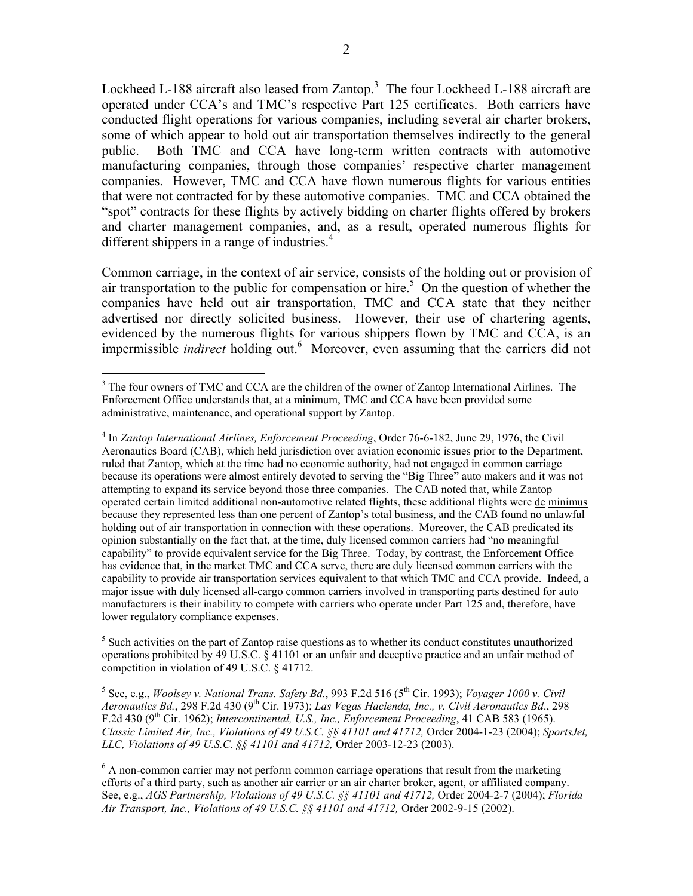Lockheed L-188 aircraft also leased from Zantop.[3] The four Lockheed L-188 aircraft are operated under CCA's and TMC's respective Part 125 certificates. Both carriers have conducted flight operations for various companies, including several air charter brokers, some of which appear to hold out air transportation themselves indirectly to the general public. Both TMC and CCA have long-term written contracts with automotive manufacturing companies, through those companies' respective charter management companies. However, TMC and CCA have flown numerous flights for various entities that were not contracted for by these automotive companies. TMC and CCA obtained the "spot" contracts for these flights by actively bidding on charter flights offered by brokers and charter management companies, and, as a result, operated numerous flights for different shippers in a range of industries.[4]

Common carriage, in the context of air service, consists of the holding out or provision of air transportation to the public for compensation or hire.[5] On the question of whether the companies have held out air transportation, TMC and CCA state that they neither advertised nor directly solicited business. However, their use of chartering agents, evidenced by the numerous flights for various shippers flown by TMC and CCA, is an impermissible *indirect* holding out.[6] Moreover, even assuming that the carriers did not

---

[3] The four owners of TMC and CCA are the children of the owner of Zantop International Airlines. The Enforcement Office understands that, at a minimum, TMC and CCA have been provided some administrative, maintenance, and operational support by Zantop.

[4] In *Zantop International Airlines, Enforcement Proceeding*, Order 76-6-182, June 29, 1976, the Civil Aeronautics Board (CAB), which held jurisdiction over aviation economic issues prior to the Department, ruled that Zantop, which at the time had no economic authority, had not engaged in common carriage because its operations were almost entirely devoted to serving the "Big Three" auto makers and it was not attempting to expand its service beyond those three companies. The CAB noted that, while Zantop operated certain limited additional non-automotive related flights, these additional flights were de minimus because they represented less than one percent of Zantop's total business, and the CAB found no unlawful holding out of air transportation in connection with these operations. Moreover, the CAB predicated its opinion substantially on the fact that, at the time, duly licensed common carriers had "no meaningful capability" to provide equivalent service for the Big Three. Today, by contrast, the Enforcement Office has evidence that, in the market TMC and CCA serve, there are duly licensed common carriers with the capability to provide air transportation services equivalent to that which TMC and CCA provide. Indeed, a major issue with duly licensed all-cargo common carriers involved in transporting parts destined for auto manufacturers is their inability to compete with carriers who operate under Part 125 and, therefore, have lower regulatory compliance expenses.

[5] Such activities on the part of Zantop raise questions as to whether its conduct constitutes unauthorized operations prohibited by 49 U.S.C. § 41101 or an unfair and deceptive practice and an unfair method of competition in violation of 49 U.S.C. § 41712.

[5] See, e.g., *Woolsey v. National Trans. Safety Bd.*, 993 F.2d 516 (5th Cir. 1993); *Voyager 1000 v. Civil Aeronautics Bd.*, 298 F.2d 430 (9th Cir. 1973); *Las Vegas Hacienda, Inc., v. Civil Aeronautics Bd*., 298 F.2d 430 (9th Cir. 1962); *Intercontinental, U.S., Inc., Enforcement Proceeding*, 41 CAB 583 (1965). *Classic Limited Air, Inc., Violations of 49 U.S.C. §§ 41101 and 41712,* Order 2004-1-23 (2004); *SportsJet, LLC, Violations of 49 U.S.C. §§ 41101 and 41712,* Order 2003-12-23 (2003).

[6] A non-common carrier may not perform common carriage operations that result from the marketing efforts of a third party, such as another air carrier or an air charter broker, agent, or affiliated company. See, e.g., *AGS Partnership, Violations of 49 U.S.C. §§ 41101 and 41712,* Order 2004-2-7 (2004); *Florida Air Transport, Inc., Violations of 49 U.S.C. §§ 41101 and 41712,* Order 2002-9-15 (2002).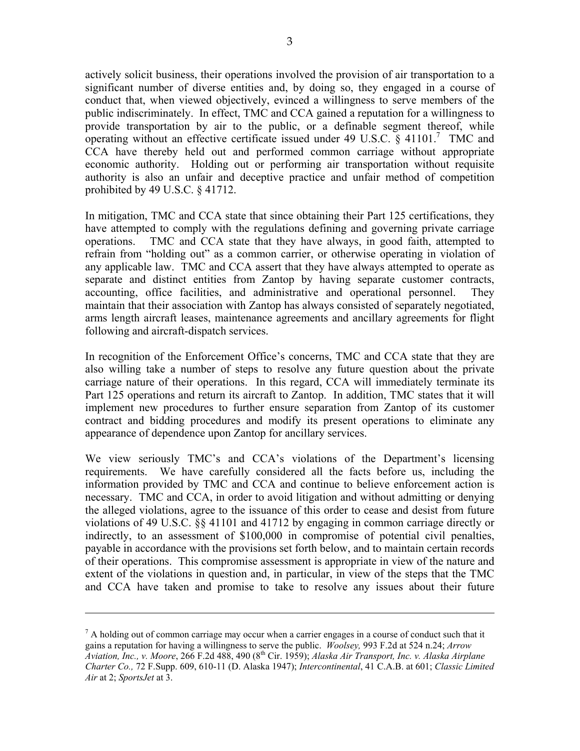actively solicit business, their operations involved the provision of air transportation to a significant number of diverse entities and, by doing so, they engaged in a course of conduct that, when viewed objectively, evinced a willingness to serve members of the public indiscriminately. In effect, TMC and CCA gained a reputation for a willingness to provide transportation by air to the public, or a definable segment thereof, while operating without an effective certificate issued under 49 U.S.C. § 41101.[7] TMC and CCA have thereby held out and performed common carriage without appropriate economic authority. Holding out or performing air transportation without requisite authority is also an unfair and deceptive practice and unfair method of competition prohibited by 49 U.S.C. § 41712.

In mitigation, TMC and CCA state that since obtaining their Part 125 certifications, they have attempted to comply with the regulations defining and governing private carriage operations. TMC and CCA state that they have always, in good faith, attempted to refrain from "holding out" as a common carrier, or otherwise operating in violation of any applicable law. TMC and CCA assert that they have always attempted to operate as separate and distinct entities from Zantop by having separate customer contracts, accounting, office facilities, and administrative and operational personnel. They maintain that their association with Zantop has always consisted of separately negotiated, arms length aircraft leases, maintenance agreements and ancillary agreements for flight following and aircraft-dispatch services.

In recognition of the Enforcement Office's concerns, TMC and CCA state that they are also willing take a number of steps to resolve any future question about the private carriage nature of their operations. In this regard, CCA will immediately terminate its Part 125 operations and return its aircraft to Zantop. In addition, TMC states that it will implement new procedures to further ensure separation from Zantop of its customer contract and bidding procedures and modify its present operations to eliminate any appearance of dependence upon Zantop for ancillary services.

We view seriously TMC's and CCA's violations of the Department's licensing requirements. We have carefully considered all the facts before us, including the information provided by TMC and CCA and continue to believe enforcement action is necessary. TMC and CCA, in order to avoid litigation and without admitting or denying the alleged violations, agree to the issuance of this order to cease and desist from future violations of 49 U.S.C. §§ 41101 and 41712 by engaging in common carriage directly or indirectly, to an assessment of $100,000 in compromise of potential civil penalties, payable in accordance with the provisions set forth below, and to maintain certain records of their operations. This compromise assessment is appropriate in view of the nature and extent of the violations in question and, in particular, in view of the steps that the TMC and CCA have taken and promise to take to resolve any issues about their future

---

[7] A holding out of common carriage may occur when a carrier engages in a course of conduct such that it gains a reputation for having a willingness to serve the public. *Woolsey,* 993 F.2d at 524 n.24; *Arrow Aviation, Inc., v. Moore*, 266 F.2d 488, 490 (8th Cir. 1959); *Alaska Air Transport, Inc. v. Alaska Airplane Charter Co.,* 72 F.Supp. 609, 610-11 (D. Alaska 1947); *Intercontinental*, 41 C.A.B. at 601; *Classic Limited Air* at 2; *SportsJet* at 3.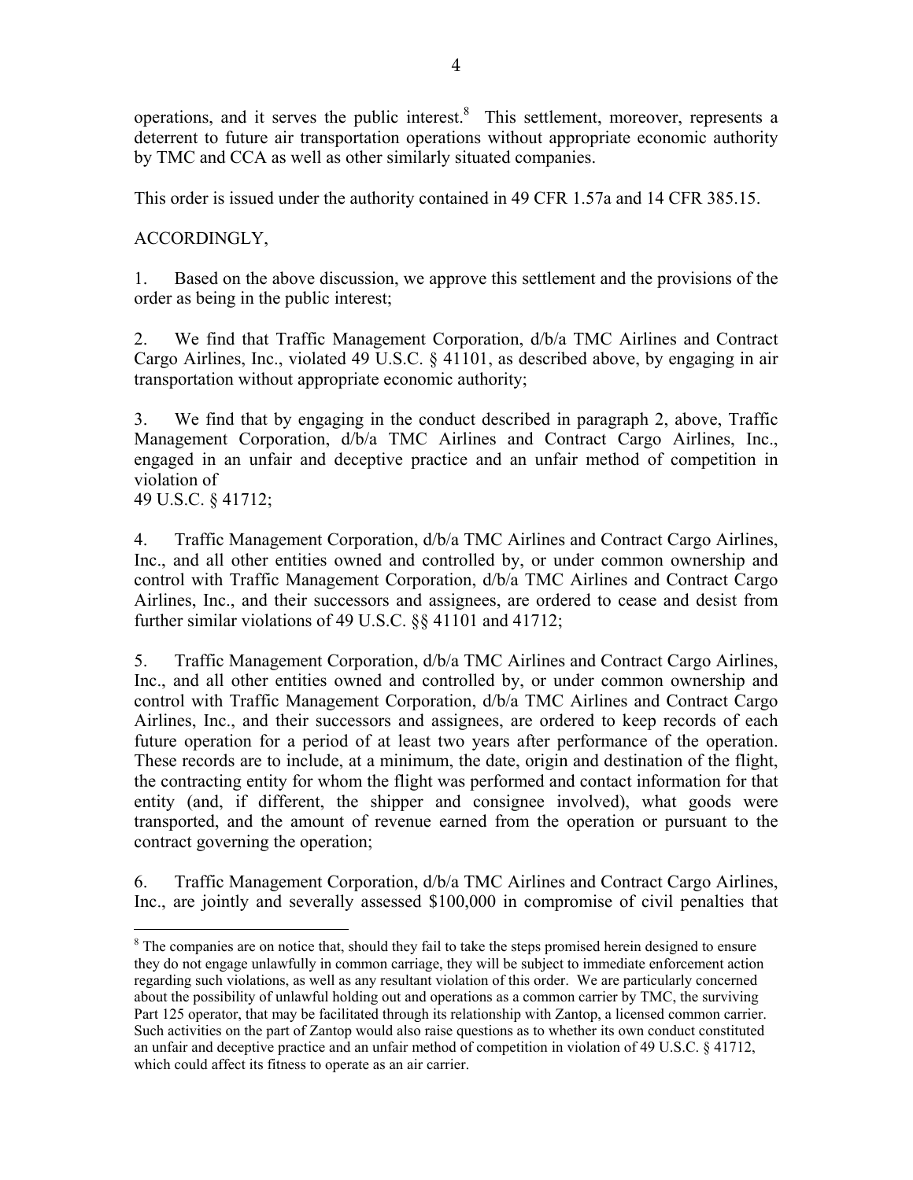operations, and it serves the public interest.[8] This settlement, moreover, represents a deterrent to future air transportation operations without appropriate economic authority by TMC and CCA as well as other similarly situated companies.

This order is issued under the authority contained in 49 CFR 1.57a and 14 CFR 385.15.

ACCORDINGLY,

1. Based on the above discussion, we approve this settlement and the provisions of the order as being in the public interest;

2. We find that Traffic Management Corporation, d/b/a TMC Airlines and Contract Cargo Airlines, Inc., violated 49 U.S.C. § 41101, as described above, by engaging in air transportation without appropriate economic authority;

3. We find that by engaging in the conduct described in paragraph 2, above, Traffic Management Corporation, d/b/a TMC Airlines and Contract Cargo Airlines, Inc., engaged in an unfair and deceptive practice and an unfair method of competition in violation of
49 U.S.C. § 41712;

4. Traffic Management Corporation, d/b/a TMC Airlines and Contract Cargo Airlines, Inc., and all other entities owned and controlled by, or under common ownership and control with Traffic Management Corporation, d/b/a TMC Airlines and Contract Cargo Airlines, Inc., and their successors and assignees, are ordered to cease and desist from further similar violations of 49 U.S.C. §§ 41101 and 41712;

5. Traffic Management Corporation, d/b/a TMC Airlines and Contract Cargo Airlines, Inc., and all other entities owned and controlled by, or under common ownership and control with Traffic Management Corporation, d/b/a TMC Airlines and Contract Cargo Airlines, Inc., and their successors and assignees, are ordered to keep records of each future operation for a period of at least two years after performance of the operation. These records are to include, at a minimum, the date, origin and destination of the flight, the contracting entity for whom the flight was performed and contact information for that entity (and, if different, the shipper and consignee involved), what goods were transported, and the amount of revenue earned from the operation or pursuant to the contract governing the operation;

6. Traffic Management Corporation, d/b/a TMC Airlines and Contract Cargo Airlines, Inc., are jointly and severally assessed $100,000 in compromise of civil penalties that

[8] The companies are on notice that, should they fail to take the steps promised herein designed to ensure they do not engage unlawfully in common carriage, they will be subject to immediate enforcement action regarding such violations, as well as any resultant violation of this order. We are particularly concerned about the possibility of unlawful holding out and operations as a common carrier by TMC, the surviving Part 125 operator, that may be facilitated through its relationship with Zantop, a licensed common carrier. Such activities on the part of Zantop would also raise questions as to whether its own conduct constituted an unfair and deceptive practice and an unfair method of competition in violation of 49 U.S.C. § 41712, which could affect its fitness to operate as an air carrier.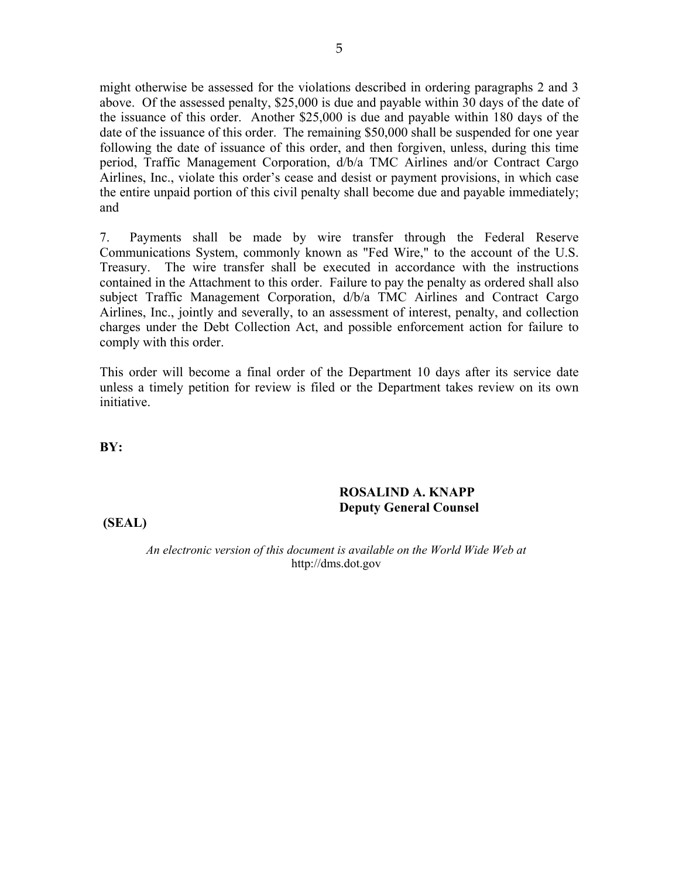might otherwise be assessed for the violations described in ordering paragraphs 2 and 3 above. Of the assessed penalty, $25,000 is due and payable within 30 days of the date of the issuance of this order. Another $25,000 is due and payable within 180 days of the date of the issuance of this order. The remaining $50,000 shall be suspended for one year following the date of issuance of this order, and then forgiven, unless, during this time period, Traffic Management Corporation, d/b/a TMC Airlines and/or Contract Cargo Airlines, Inc., violate this order's cease and desist or payment provisions, in which case the entire unpaid portion of this civil penalty shall become due and payable immediately; and

7. Payments shall be made by wire transfer through the Federal Reserve Communications System, commonly known as "Fed Wire," to the account of the U.S. Treasury. The wire transfer shall be executed in accordance with the instructions contained in the Attachment to this order. Failure to pay the penalty as ordered shall also subject Traffic Management Corporation, d/b/a TMC Airlines and Contract Cargo Airlines, Inc., jointly and severally, to an assessment of interest, penalty, and collection charges under the Debt Collection Act, and possible enforcement action for failure to comply with this order.

This order will become a final order of the Department 10 days after its service date unless a timely petition for review is filed or the Department takes review on its own initiative.

**BY:**

**ROSALIND A. KNAPP**
**Deputy General Counsel**

**(SEAL)**

*An electronic version of this document is available on the World Wide Web at* http://dms.dot.gov